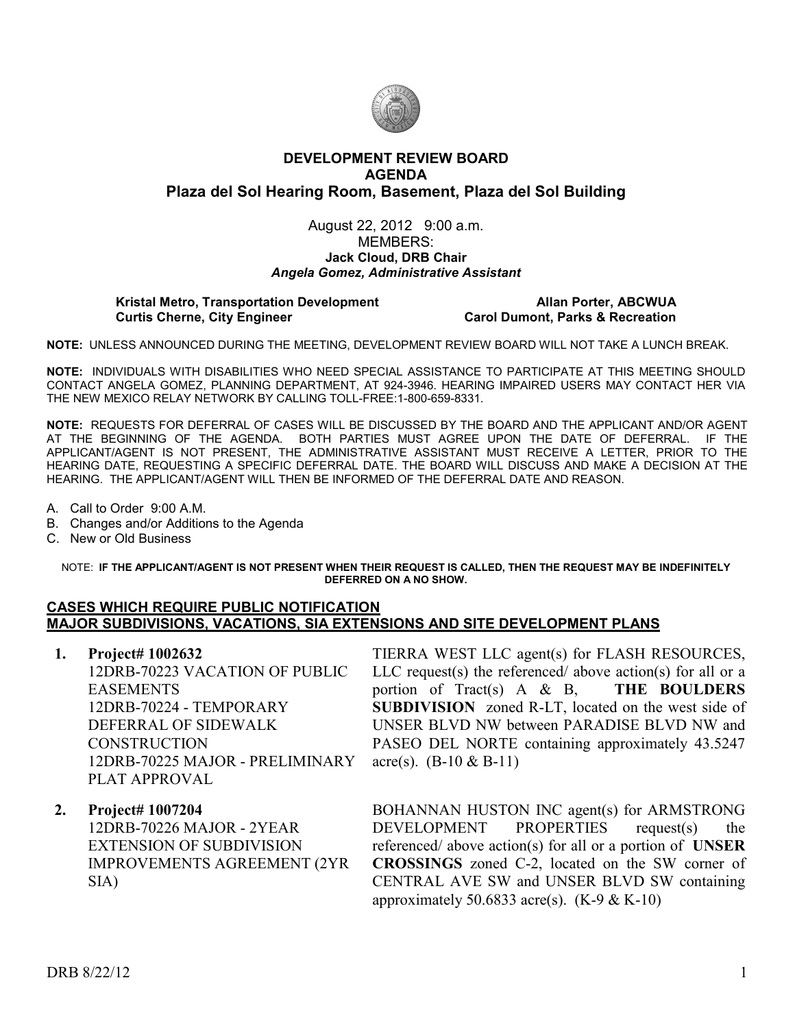# DEVELOPMENT REVIEW BOARD
# AGENDA
## Plaza del Sol Hearing Room, Basement, Plaza del Sol Building

August 22, 2012 9:00 a.m.
MEMBERS:
**Jack Cloud, DRB Chair**
***Angela Gomez, Administrative Assistant***

**Kristal Metro, Transportation Development** — **Allan Porter, ABCWUA**
**Curtis Cherne, City Engineer** — **Carol Dumont, Parks & Recreation**

**NOTE:** UNLESS ANNOUNCED DURING THE MEETING, DEVELOPMENT REVIEW BOARD WILL NOT TAKE A LUNCH BREAK.

**NOTE:** INDIVIDUALS WITH DISABILITIES WHO NEED SPECIAL ASSISTANCE TO PARTICIPATE AT THIS MEETING SHOULD CONTACT ANGELA GOMEZ, PLANNING DEPARTMENT, AT 924-3946. HEARING IMPAIRED USERS MAY CONTACT HER VIA THE NEW MEXICO RELAY NETWORK BY CALLING TOLL-FREE:1-800-659-8331.

**NOTE:** REQUESTS FOR DEFERRAL OF CASES WILL BE DISCUSSED BY THE BOARD AND THE APPLICANT AND/OR AGENT AT THE BEGINNING OF THE AGENDA. BOTH PARTIES MUST AGREE UPON THE DATE OF DEFERRAL. IF THE APPLICANT/AGENT IS NOT PRESENT, THE ADMINISTRATIVE ASSISTANT MUST RECEIVE A LETTER, PRIOR TO THE HEARING DATE, REQUESTING A SPECIFIC DEFERRAL DATE. THE BOARD WILL DISCUSS AND MAKE A DECISION AT THE HEARING. THE APPLICANT/AGENT WILL THEN BE INFORMED OF THE DEFERRAL DATE AND REASON.

A. Call to Order 9:00 A.M.
B. Changes and/or Additions to the Agenda
C. New or Old Business

NOTE: **IF THE APPLICANT/AGENT IS NOT PRESENT WHEN THEIR REQUEST IS CALLED, THEN THE REQUEST MAY BE INDEFINITELY DEFERRED ON A NO SHOW.**

**CASES WHICH REQUIRE PUBLIC NOTIFICATION**
**MAJOR SUBDIVISIONS, VACATIONS, SIA EXTENSIONS AND SITE DEVELOPMENT PLANS**

1. **Project# 1002632**
   12DRB-70223 VACATION OF PUBLIC EASEMENTS
   12DRB-70224 - TEMPORARY DEFERRAL OF SIDEWALK CONSTRUCTION
   12DRB-70225 MAJOR - PRELIMINARY PLAT APPROVAL

   TIERRA WEST LLC agent(s) for FLASH RESOURCES, LLC request(s) the referenced/ above action(s) for all or a portion of Tract(s) A & B, **THE BOULDERS SUBDIVISION** zoned R-LT, located on the west side of UNSER BLVD NW between PARADISE BLVD NW and PASEO DEL NORTE containing approximately 43.5247 acre(s). (B-10 & B-11)

2. **Project# 1007204**
   12DRB-70226 MAJOR - 2YEAR EXTENSION OF SUBDIVISION IMPROVEMENTS AGREEMENT (2YR SIA)

   BOHANNAN HUSTON INC agent(s) for ARMSTRONG DEVELOPMENT PROPERTIES request(s) the referenced/ above action(s) for all or a portion of **UNSER CROSSINGS** zoned C-2, located on the SW corner of CENTRAL AVE SW and UNSER BLVD SW containing approximately 50.6833 acre(s). (K-9 & K-10)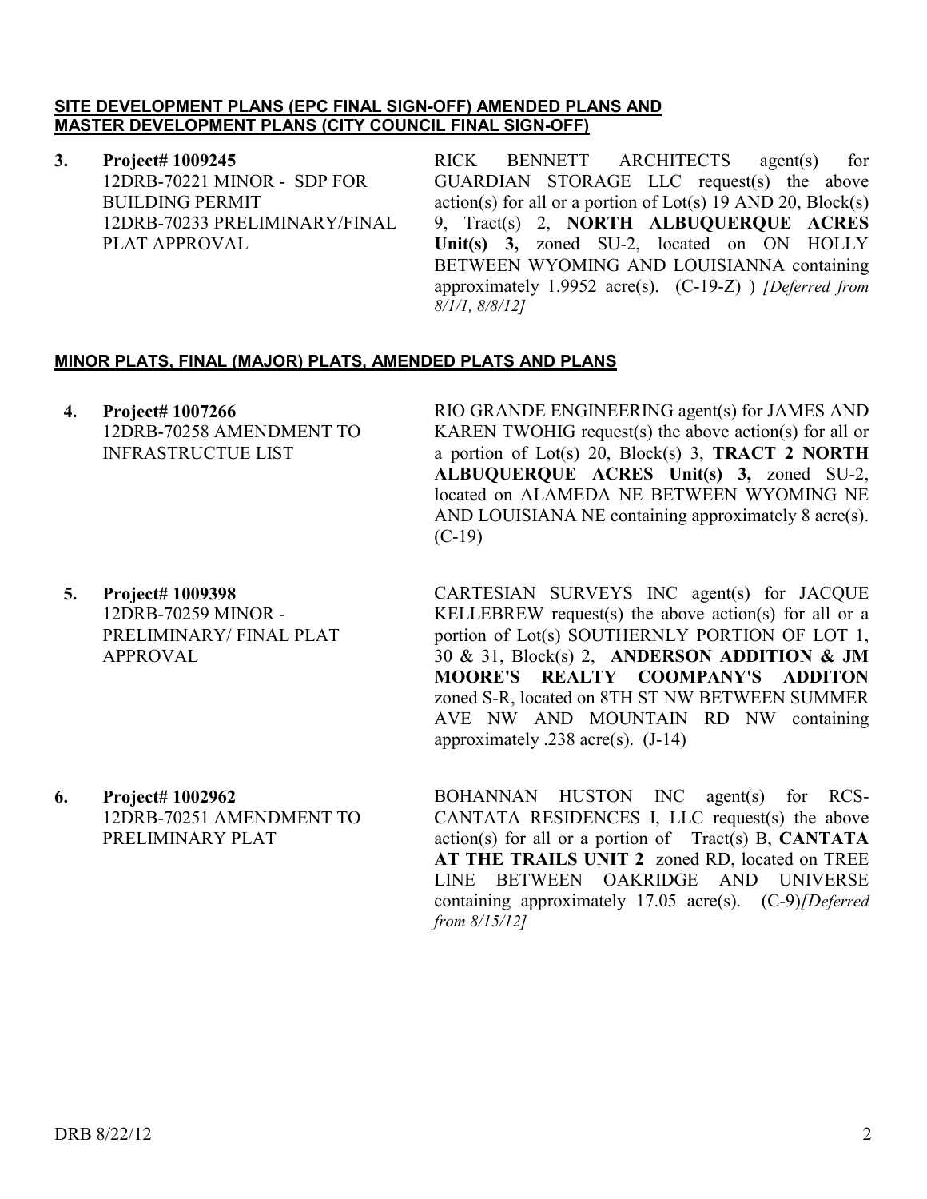**SITE DEVELOPMENT PLANS (EPC FINAL SIGN-OFF) AMENDED PLANS AND MASTER DEVELOPMENT PLANS (CITY COUNCIL FINAL SIGN-OFF)**

**3. Project# 1009245**
12DRB-70221 MINOR - SDP FOR BUILDING PERMIT
12DRB-70233 PRELIMINARY/FINAL PLAT APPROVAL

RICK BENNETT ARCHITECTS agent(s) for GUARDIAN STORAGE LLC request(s) the above action(s) for all or a portion of Lot(s) 19 AND 20, Block(s) 9, Tract(s) 2, **NORTH ALBUQUERQUE ACRES Unit(s) 3,** zoned SU-2, located on ON HOLLY BETWEEN WYOMING AND LOUISIANNA containing approximately 1.9952 acre(s). (C-19-Z) ) *[Deferred from 8/1/1, 8/8/12]*

**MINOR PLATS, FINAL (MAJOR) PLATS, AMENDED PLATS AND PLANS**

**4. Project# 1007266**
12DRB-70258 AMENDMENT TO INFRASTRUCTUE LIST

RIO GRANDE ENGINEERING agent(s) for JAMES AND KAREN TWOHIG request(s) the above action(s) for all or a portion of Lot(s) 20, Block(s) 3, **TRACT 2 NORTH ALBUQUERQUE ACRES Unit(s) 3,** zoned SU-2, located on ALAMEDA NE BETWEEN WYOMING NE AND LOUISIANA NE containing approximately 8 acre(s). (C-19)

**5. Project# 1009398**
12DRB-70259 MINOR - PRELIMINARY/ FINAL PLAT APPROVAL

CARTESIAN SURVEYS INC agent(s) for JACQUE KELLEBREW request(s) the above action(s) for all or a portion of Lot(s) SOUTHERNLY PORTION OF LOT 1, 30 & 31, Block(s) 2, **ANDERSON ADDITION & JM MOORE'S REALTY COOMPANY'S ADDITON** zoned S-R, located on 8TH ST NW BETWEEN SUMMER AVE NW AND MOUNTAIN RD NW containing approximately .238 acre(s). (J-14)

**6. Project# 1002962**
12DRB-70251 AMENDMENT TO PRELIMINARY PLAT

BOHANNAN HUSTON INC agent(s) for RCS-CANTATA RESIDENCES I, LLC request(s) the above action(s) for all or a portion of Tract(s) B, **CANTATA AT THE TRAILS UNIT 2** zoned RD, located on TREE LINE BETWEEN OAKRIDGE AND UNIVERSE containing approximately 17.05 acre(s). (C-9)*[Deferred from 8/15/12]*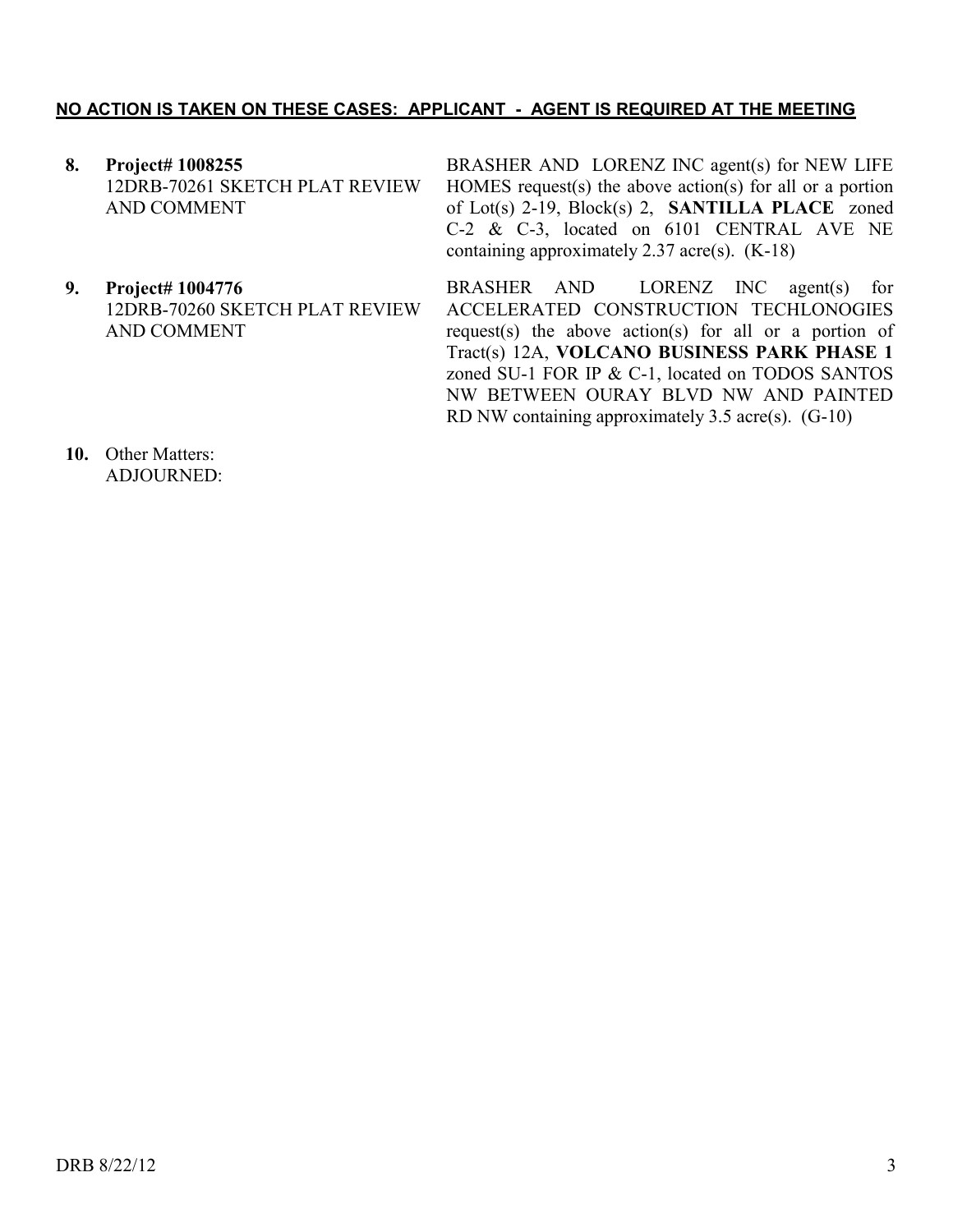**NO ACTION IS TAKEN ON THESE CASES: APPLICANT - AGENT IS REQUIRED AT THE MEETING**

**8. Project# 1008255**
12DRB-70261 SKETCH PLAT REVIEW AND COMMENT

BRASHER AND LORENZ INC agent(s) for NEW LIFE HOMES request(s) the above action(s) for all or a portion of Lot(s) 2-19, Block(s) 2, **SANTILLA PLACE** zoned C-2 & C-3, located on 6101 CENTRAL AVE NE containing approximately 2.37 acre(s). (K-18)

**9. Project# 1004776**
12DRB-70260 SKETCH PLAT REVIEW AND COMMENT

BRASHER AND LORENZ INC agent(s) for ACCELERATED CONSTRUCTION TECHLONOGIES request(s) the above action(s) for all or a portion of Tract(s) 12A, **VOLCANO BUSINESS PARK PHASE 1** zoned SU-1 FOR IP & C-1, located on TODOS SANTOS NW BETWEEN OURAY BLVD NW AND PAINTED RD NW containing approximately 3.5 acre(s). (G-10)

**10.** Other Matters:
ADJOURNED: